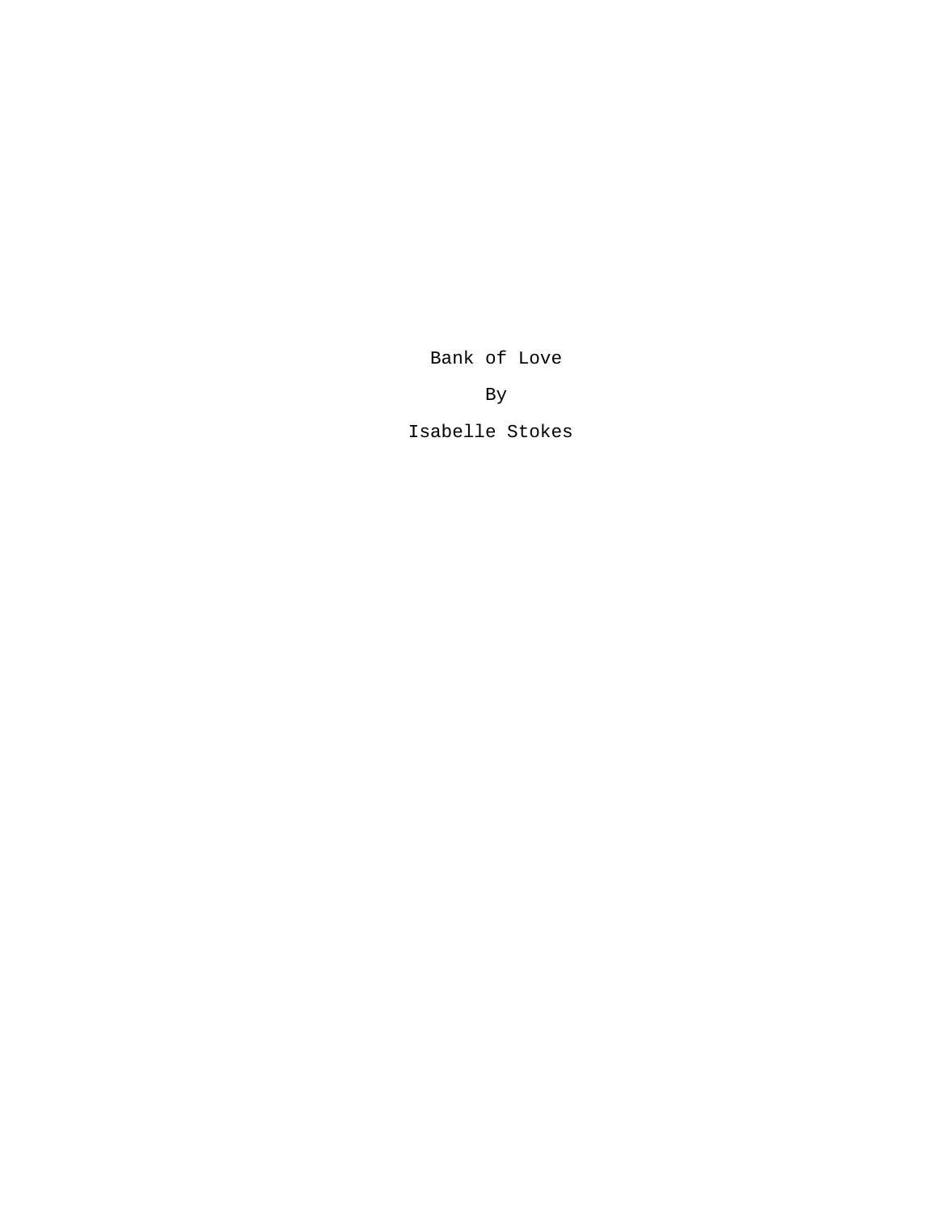# Bank of Love

By

Isabelle Stokes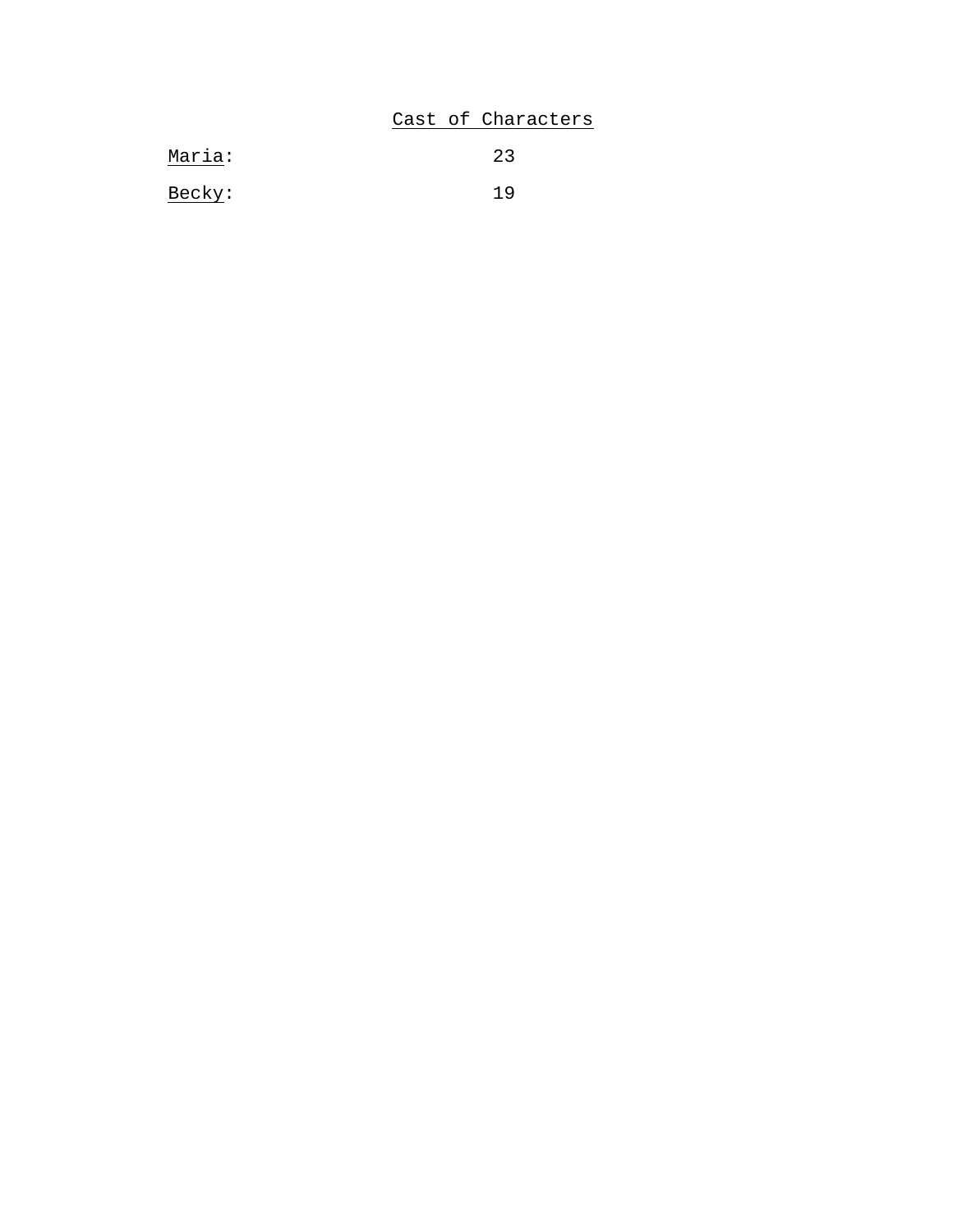# Cast of Characters

Maria: 23

Becky: 19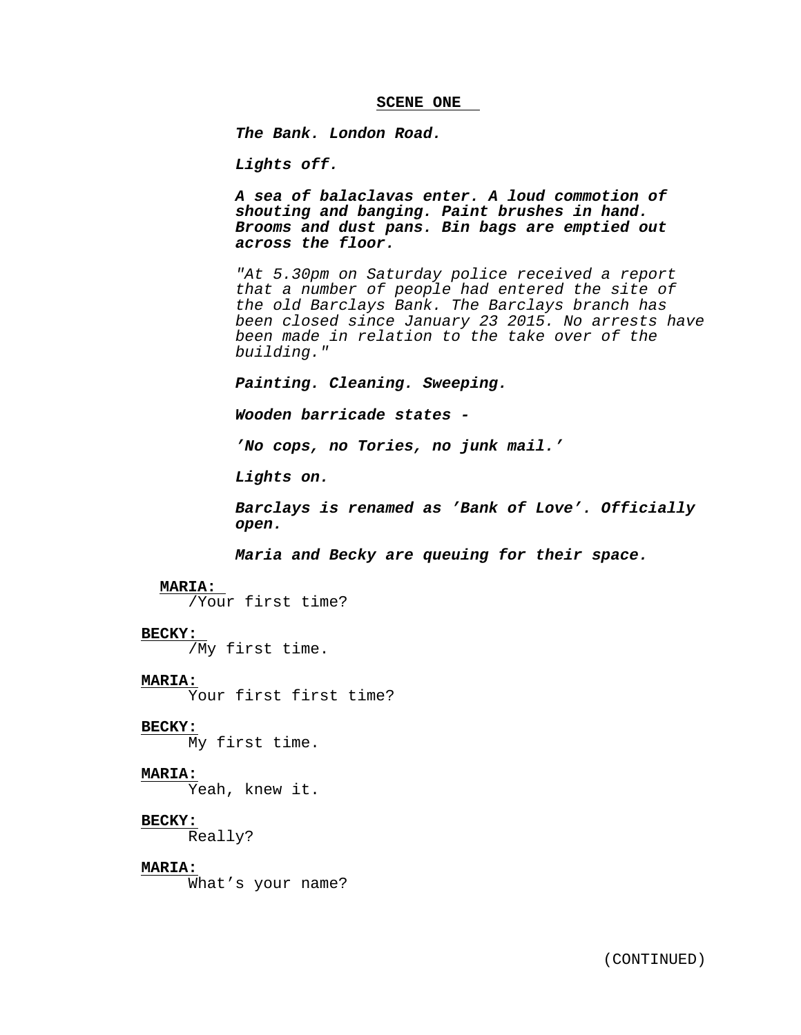## SCENE ONE

***The Bank. London Road.***

***Lights off.***

***A sea of balaclavas enter. A loud commotion of shouting and banging. Paint brushes in hand. Brooms and dust pans. Bin bags are emptied out across the floor.***

*"At 5.30pm on Saturday police received a report that a number of people had entered the site of the old Barclays Bank. The Barclays branch has been closed since January 23 2015. No arrests have been made in relation to the take over of the building."*

***Painting. Cleaning. Sweeping.***

***Wooden barricade states -***

***'No cops, no Tories, no junk mail.'***

***Lights on.***

***Barclays is renamed as 'Bank of Love'. Officially open.***

***Maria and Becky are queuing for their space.***

**MARIA:**
/Your first time?

**BECKY:**
/My first time.

**MARIA:**
Your first first time?

**BECKY:**
My first time.

**MARIA:**
Yeah, knew it.

**BECKY:**
Really?

**MARIA:**
What's your name?

(CONTINUED)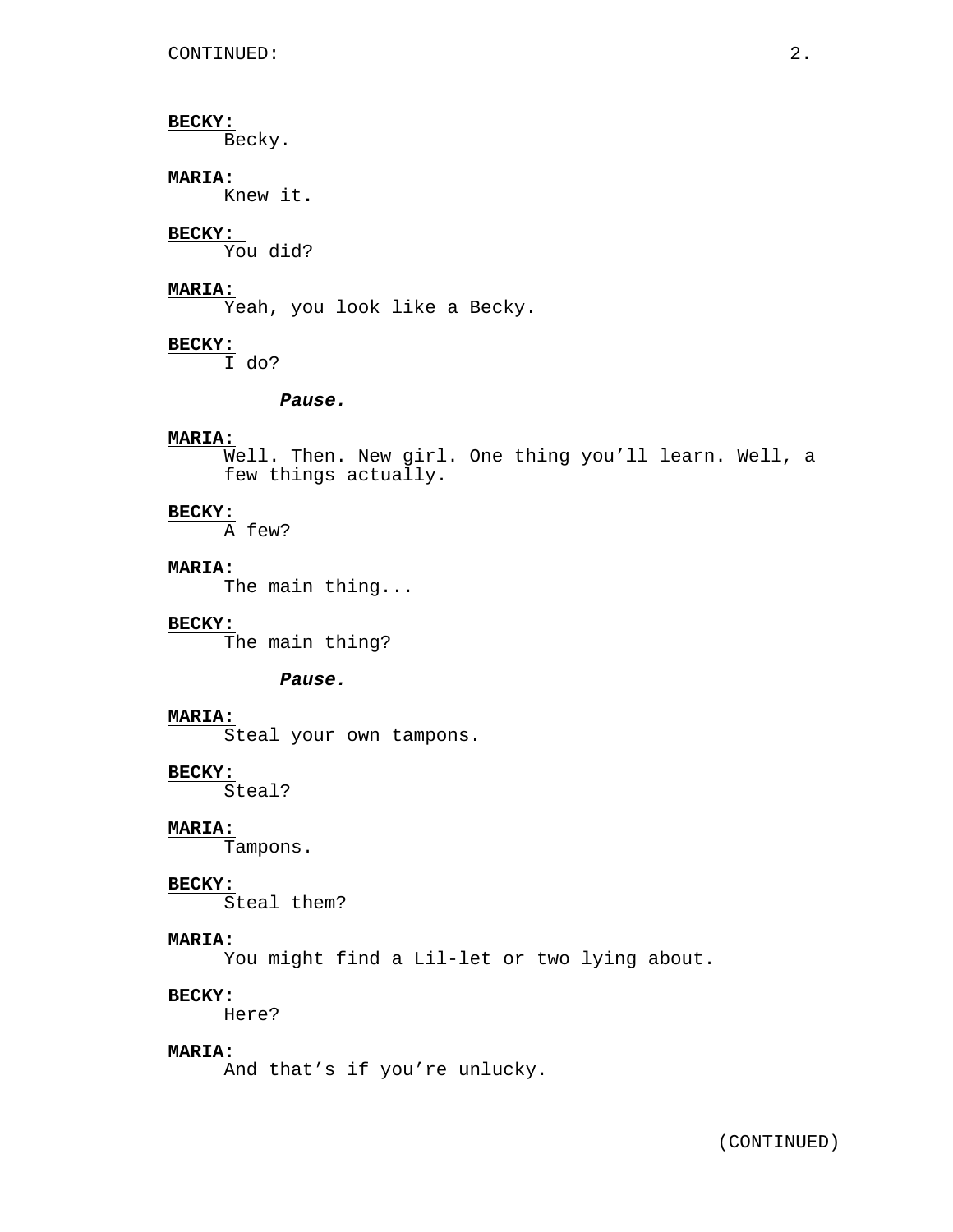**BECKY:**
Becky.

**MARIA:**
Knew it.

**BECKY:**
You did?

**MARIA:**
Yeah, you look like a Becky.

**BECKY:**
I do?

***Pause.***

**MARIA:**
Well. Then. New girl. One thing you'll learn. Well, a few things actually.

**BECKY:**
A few?

**MARIA:**
The main thing...

**BECKY:**
The main thing?

***Pause.***

**MARIA:**
Steal your own tampons.

**BECKY:**
Steal?

**MARIA:**
Tampons.

**BECKY:**
Steal them?

**MARIA:**
You might find a Lil-let or two lying about.

**BECKY:**
Here?

**MARIA:**
And that's if you're unlucky.

(CONTINUED)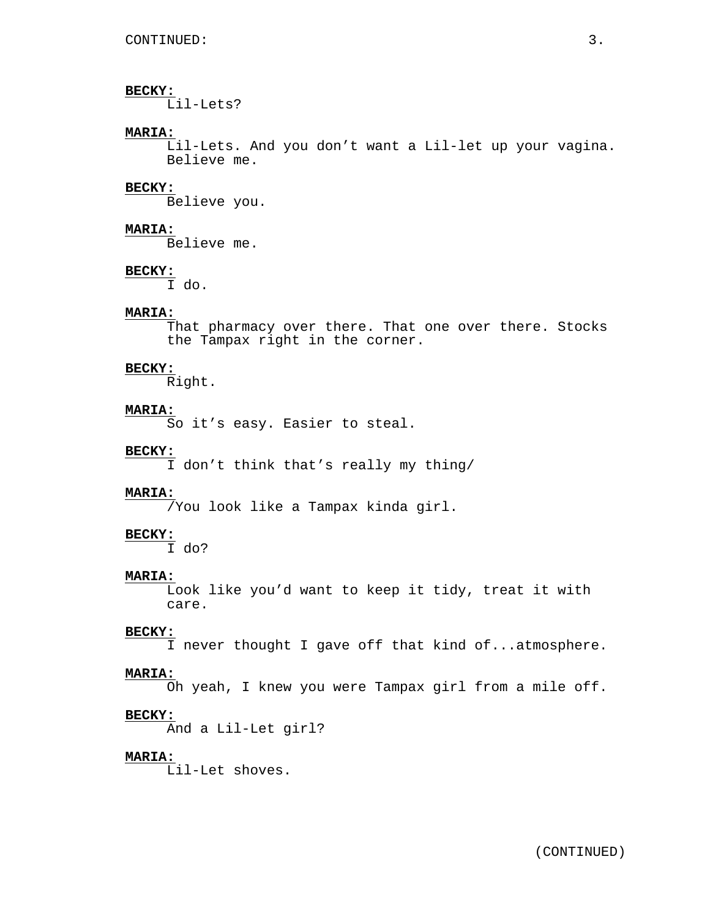**BECKY:**
Lil-Lets?

**MARIA:**
Lil-Lets. And you don’t want a Lil-let up your vagina. Believe me.

**BECKY:**
Believe you.

**MARIA:**
Believe me.

**BECKY:**
I do.

**MARIA:**
That pharmacy over there. That one over there. Stocks the Tampax right in the corner.

**BECKY:**
Right.

**MARIA:**
So it’s easy. Easier to steal.

**BECKY:**
I don’t think that’s really my thing/

**MARIA:**
/You look like a Tampax kinda girl.

**BECKY:**
I do?

**MARIA:**
Look like you’d want to keep it tidy, treat it with care.

**BECKY:**
I never thought I gave off that kind of...atmosphere.

**MARIA:**
Oh yeah, I knew you were Tampax girl from a mile off.

**BECKY:**
And a Lil-Let girl?

**MARIA:**
Lil-Let shoves.

(CONTINUED)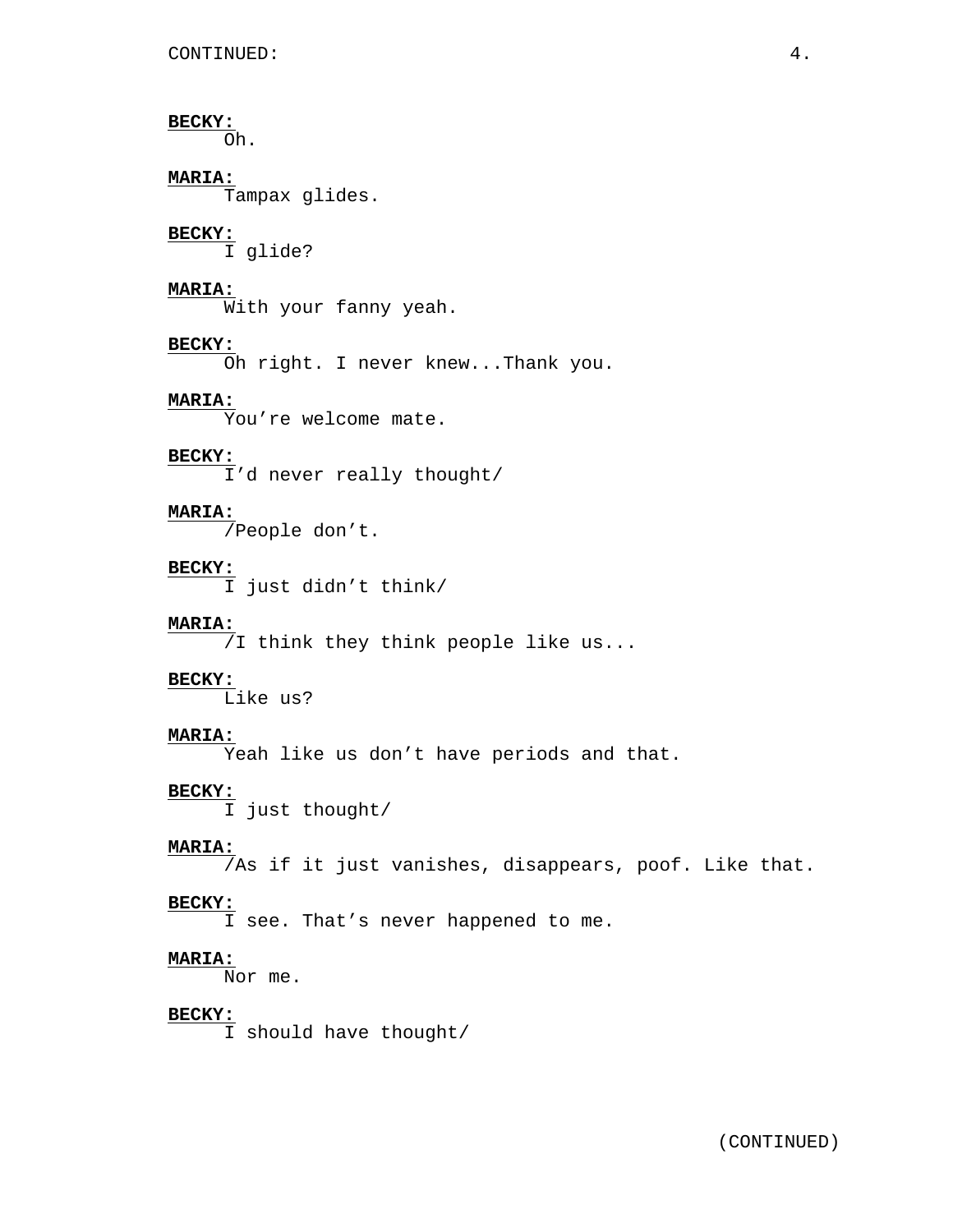**BECKY:**
Oh.

**MARIA:**
Tampax glides.

**BECKY:**
I glide?

**MARIA:**
With your fanny yeah.

**BECKY:**
Oh right. I never knew...Thank you.

**MARIA:**
You're welcome mate.

**BECKY:**
I'd never really thought/

**MARIA:**
/People don't.

**BECKY:**
I just didn't think/

**MARIA:**
/I think they think people like us...

**BECKY:**
Like us?

**MARIA:**
Yeah like us don't have periods and that.

**BECKY:**
I just thought/

**MARIA:**
/As if it just vanishes, disappears, poof. Like that.

**BECKY:**
I see. That's never happened to me.

**MARIA:**
Nor me.

**BECKY:**
I should have thought/

(CONTINUED)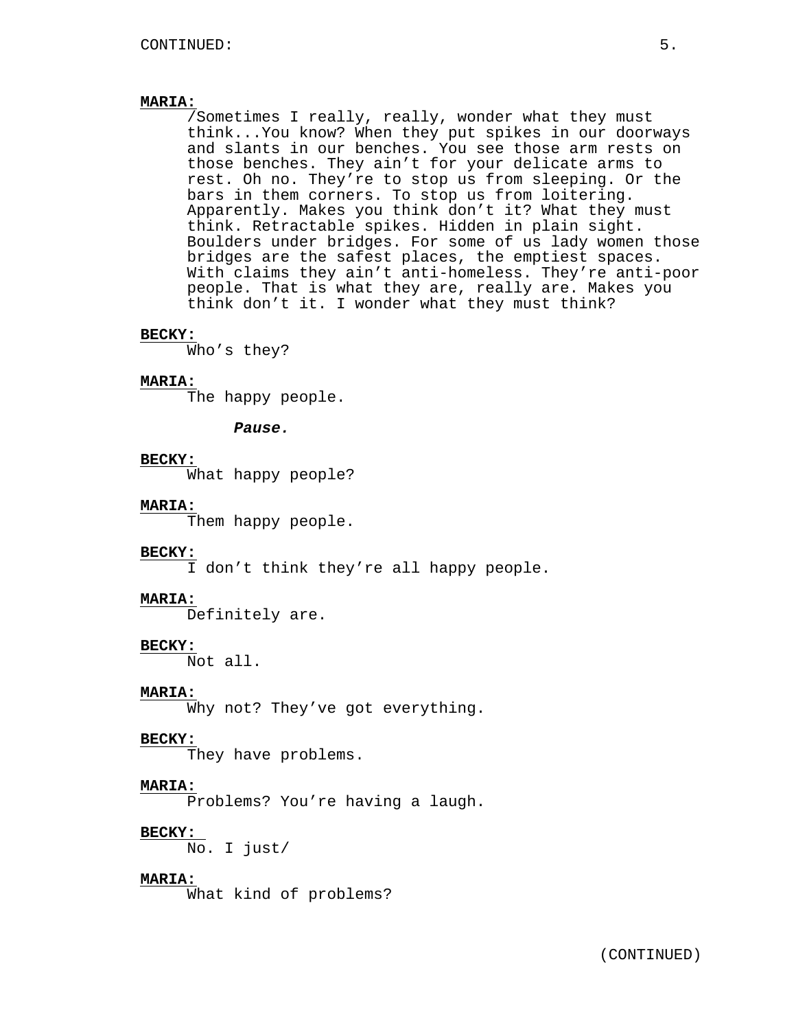**MARIA:**

/Sometimes I really, really, wonder what they must think...You know? When they put spikes in our doorways and slants in our benches. You see those arm rests on those benches. They ain't for your delicate arms to rest. Oh no. They're to stop us from sleeping. Or the bars in them corners. To stop us from loitering. Apparently. Makes you think don't it? What they must think. Retractable spikes. Hidden in plain sight. Boulders under bridges. For some of us lady women those bridges are the safest places, the emptiest spaces. With claims they ain't anti-homeless. They're anti-poor people. That is what they are, really are. Makes you think don't it. I wonder what they must think?

**BECKY:**

Who's they?

**MARIA:**

The happy people.

***Pause.***

**BECKY:**

What happy people?

**MARIA:**

Them happy people.

**BECKY:**

I don't think they're all happy people.

**MARIA:**

Definitely are.

**BECKY:**

Not all.

**MARIA:**

Why not? They've got everything.

**BECKY:**

They have problems.

**MARIA:**

Problems? You're having a laugh.

**BECKY:**

No. I just/

**MARIA:**

What kind of problems?

(CONTINUED)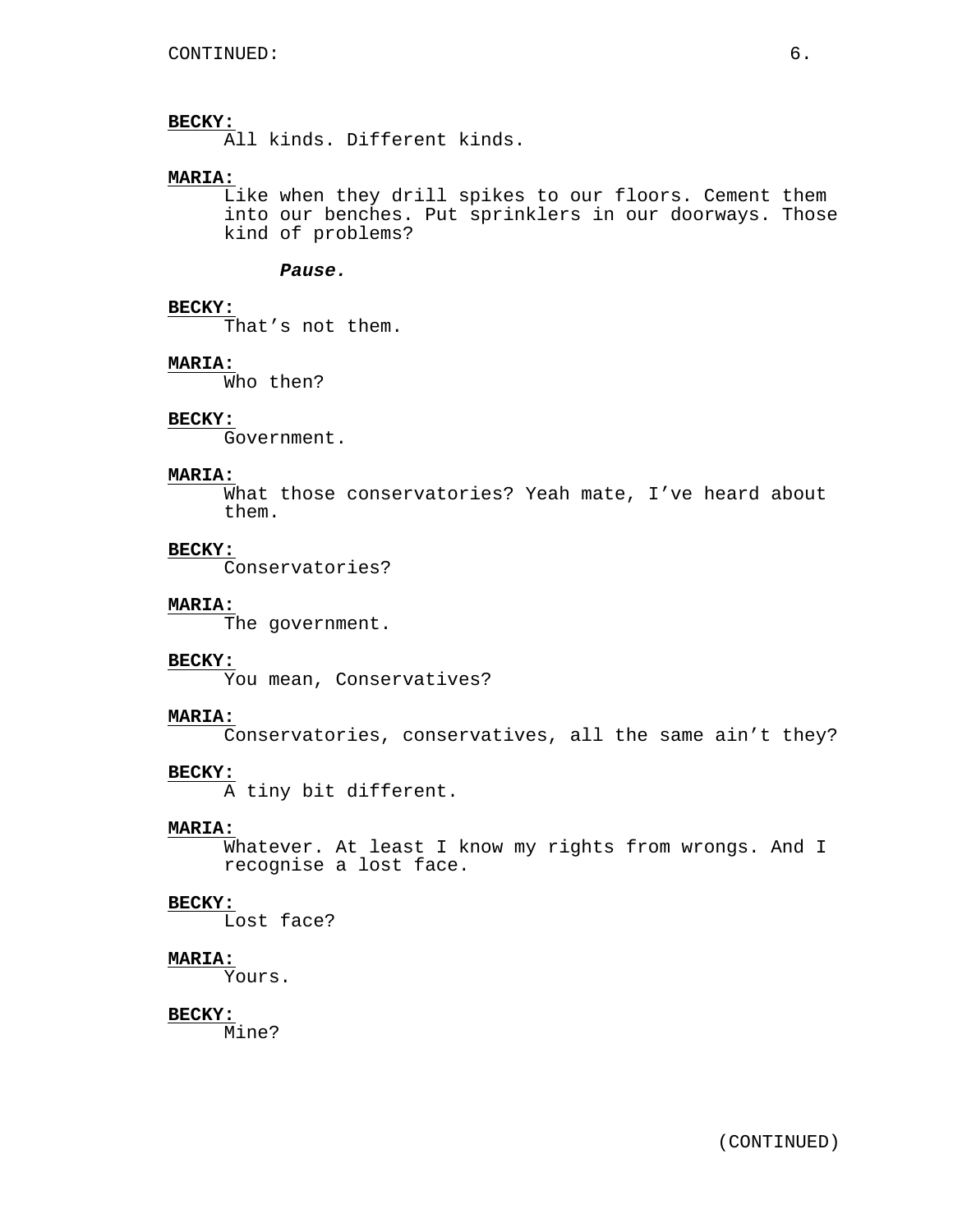CONTINUED:

**BECKY:**
All kinds. Different kinds.

**MARIA:**
Like when they drill spikes to our floors. Cement them into our benches. Put sprinklers in our doorways. Those kind of problems?

***Pause.***

**BECKY:**
That's not them.

**MARIA:**
Who then?

**BECKY:**
Government.

**MARIA:**
What those conservatories? Yeah mate, I've heard about them.

**BECKY:**
Conservatories?

**MARIA:**
The government.

**BECKY:**
You mean, Conservatives?

**MARIA:**
Conservatories, conservatives, all the same ain't they?

**BECKY:**
A tiny bit different.

**MARIA:**
Whatever. At least I know my rights from wrongs. And I recognise a lost face.

**BECKY:**
Lost face?

**MARIA:**
Yours.

**BECKY:**
Mine?

(CONTINUED)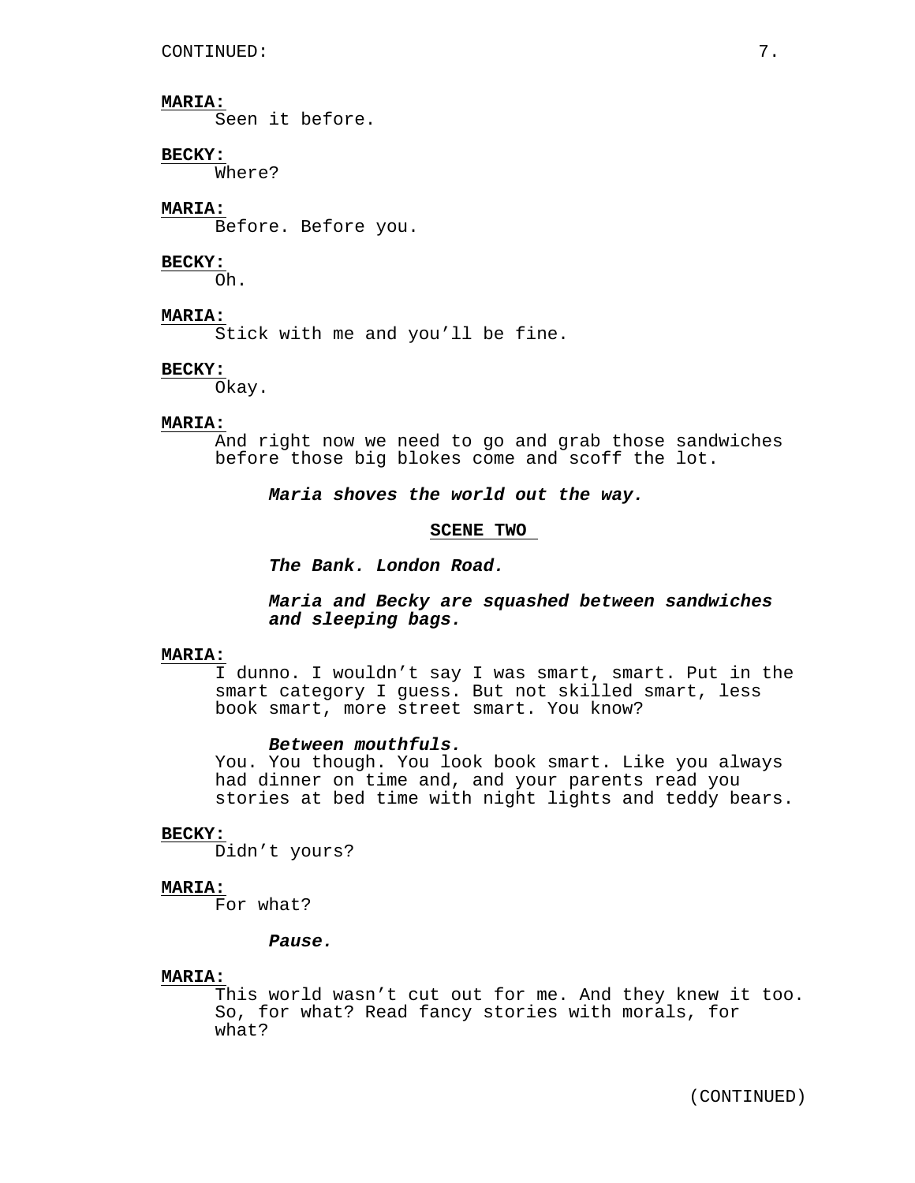CONTINUED:

**MARIA:**
Seen it before.

**BECKY:**
Where?

**MARIA:**
Before. Before you.

**BECKY:**
Oh.

**MARIA:**
Stick with me and you'll be fine.

**BECKY:**
Okay.

**MARIA:**
And right now we need to go and grab those sandwiches before those big blokes come and scoff the lot.

***Maria shoves the world out the way.***

**SCENE TWO**

***The Bank. London Road.***

***Maria and Becky are squashed between sandwiches and sleeping bags.***

**MARIA:**
I dunno. I wouldn't say I was smart, smart. Put in the smart category I guess. But not skilled smart, less book smart, more street smart. You know?

***Between mouthfuls.***

You. You though. You look book smart. Like you always had dinner on time and, and your parents read you stories at bed time with night lights and teddy bears.

**BECKY:**
Didn't yours?

**MARIA:**
For what?

***Pause.***

**MARIA:**
This world wasn't cut out for me. And they knew it too. So, for what? Read fancy stories with morals, for what?

(CONTINUED)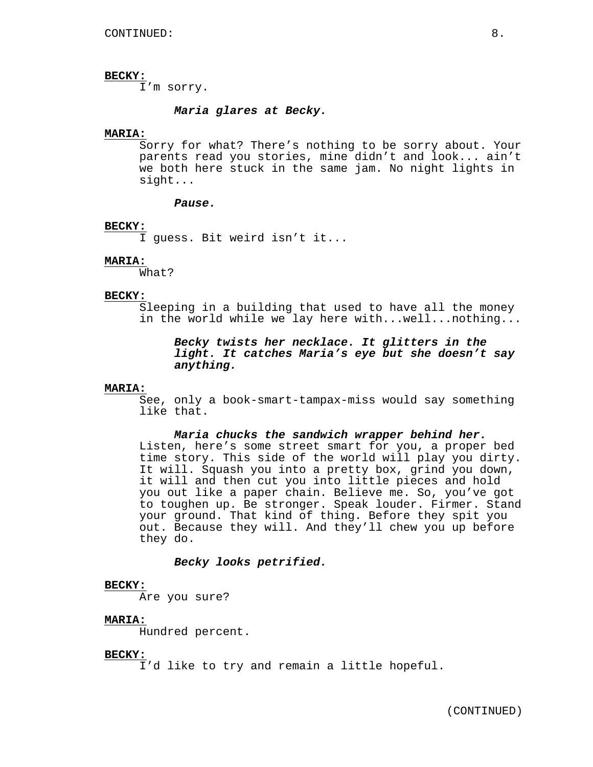**BECKY:**
I'm sorry.

***Maria glares at Becky.***

**MARIA:**
Sorry for what? There's nothing to be sorry about. Your parents read you stories, mine didn't and look... ain't we both here stuck in the same jam. No night lights in sight...

***Pause.***

**BECKY:**
I guess. Bit weird isn't it...

**MARIA:**
What?

**BECKY:**
Sleeping in a building that used to have all the money in the world while we lay here with...well...nothing...

***Becky twists her necklace. It glitters in the light. It catches Maria's eye but she doesn't say anything.***

**MARIA:**
See, only a book-smart-tampax-miss would say something like that.

***Maria chucks the sandwich wrapper behind her.***
Listen, here's some street smart for you, a proper bed time story. This side of the world will play you dirty. It will. Squash you into a pretty box, grind you down, it will and then cut you into little pieces and hold you out like a paper chain. Believe me. So, you've got to toughen up. Be stronger. Speak louder. Firmer. Stand your ground. That kind of thing. Before they spit you out. Because they will. And they'll chew you up before they do.

***Becky looks petrified.***

**BECKY:**
Are you sure?

**MARIA:**
Hundred percent.

**BECKY:**
I'd like to try and remain a little hopeful.

(CONTINUED)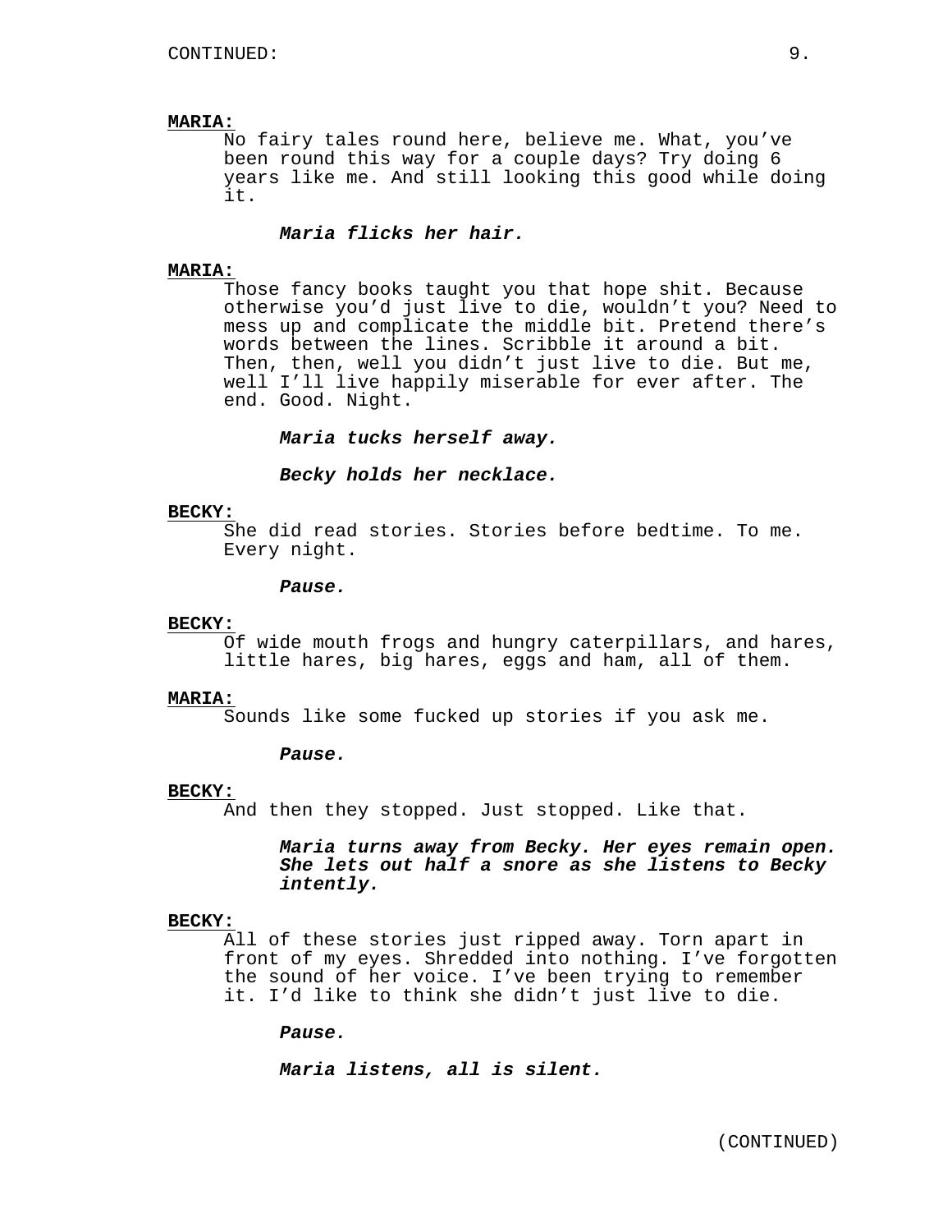**MARIA:**

No fairy tales round here, believe me. What, you've been round this way for a couple days? Try doing 6 years like me. And still looking this good while doing it.

***Maria flicks her hair.***

**MARIA:**

Those fancy books taught you that hope shit. Because otherwise you'd just live to die, wouldn't you? Need to mess up and complicate the middle bit. Pretend there's words between the lines. Scribble it around a bit. Then, then, well you didn't just live to die. But me, well I'll live happily miserable for ever after. The end. Good. Night.

***Maria tucks herself away.***

***Becky holds her necklace.***

**BECKY:**

She did read stories. Stories before bedtime. To me. Every night.

***Pause.***

**BECKY:**

Of wide mouth frogs and hungry caterpillars, and hares, little hares, big hares, eggs and ham, all of them.

**MARIA:**

Sounds like some fucked up stories if you ask me.

***Pause.***

**BECKY:**

And then they stopped. Just stopped. Like that.

***Maria turns away from Becky. Her eyes remain open. She lets out half a snore as she listens to Becky intently.***

**BECKY:**

All of these stories just ripped away. Torn apart in front of my eyes. Shredded into nothing. I've forgotten the sound of her voice. I've been trying to remember it. I'd like to think she didn't just live to die.

***Pause.***

***Maria listens, all is silent.***

(CONTINUED)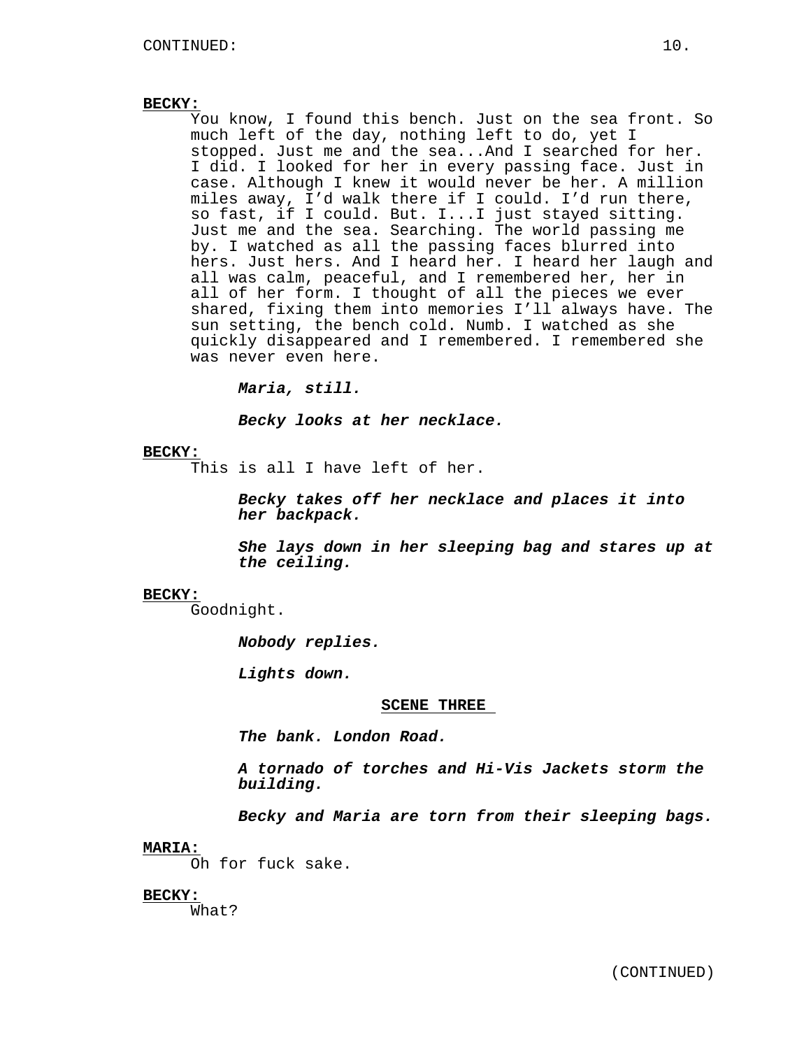**BECKY:**

You know, I found this bench. Just on the sea front. So much left of the day, nothing left to do, yet I stopped. Just me and the sea...And I searched for her. I did. I looked for her in every passing face. Just in case. Although I knew it would never be her. A million miles away, I'd walk there if I could. I'd run there, so fast, if I could. But. I...I just stayed sitting. Just me and the sea. Searching. The world passing me by. I watched as all the passing faces blurred into hers. Just hers. And I heard her. I heard her laugh and all was calm, peaceful, and I remembered her, her in all of her form. I thought of all the pieces we ever shared, fixing them into memories I'll always have. The sun setting, the bench cold. Numb. I watched as she quickly disappeared and I remembered. I remembered she was never even here.

***Maria, still.***

***Becky looks at her necklace.***

**BECKY:**

This is all I have left of her.

***Becky takes off her necklace and places it into her backpack.***

***She lays down in her sleeping bag and stares up at the ceiling.***

**BECKY:**

Goodnight.

***Nobody replies.***

***Lights down.***

## SCENE THREE

***The bank. London Road.***

***A tornado of torches and Hi-Vis Jackets storm the building.***

***Becky and Maria are torn from their sleeping bags.***

**MARIA:**

Oh for fuck sake.

**BECKY:**

What?

(CONTINUED)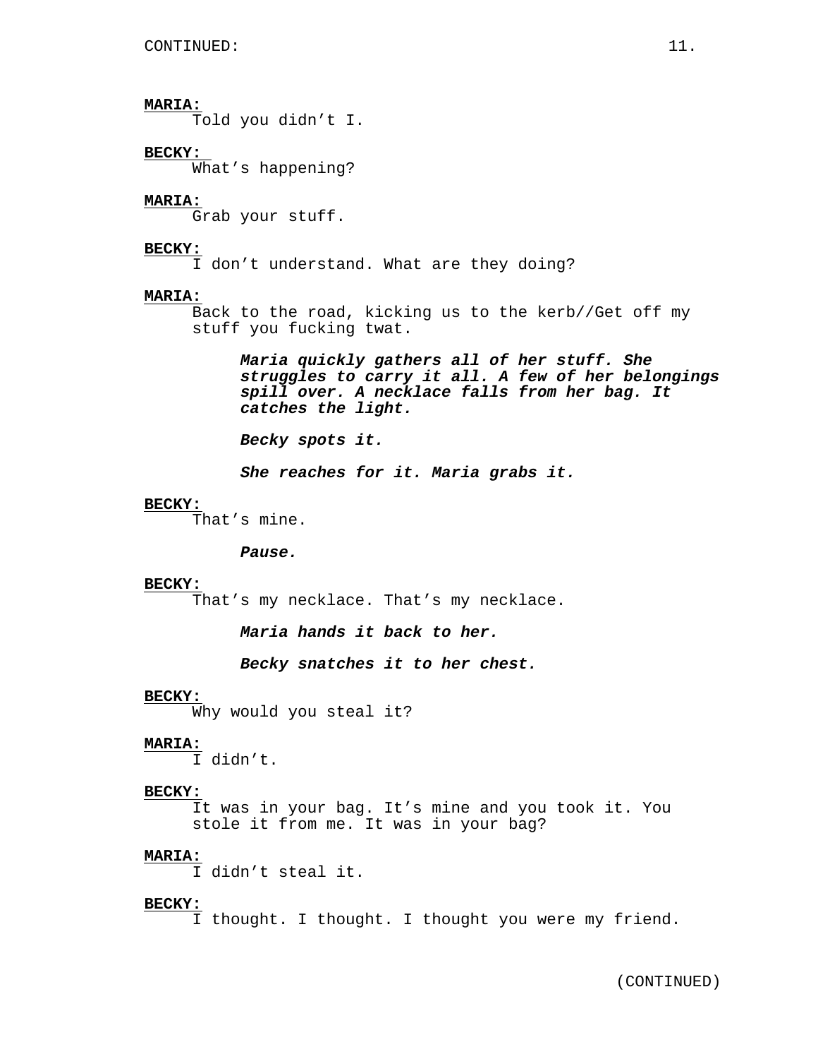CONTINUED:

**MARIA:**
Told you didn't I.

**BECKY:**
What's happening?

**MARIA:**
Grab your stuff.

**BECKY:**
I don't understand. What are they doing?

**MARIA:**
Back to the road, kicking us to the kerb//Get off my stuff you fucking twat.

***Maria quickly gathers all of her stuff. She struggles to carry it all. A few of her belongings spill over. A necklace falls from her bag. It catches the light.***

***Becky spots it.***

***She reaches for it. Maria grabs it.***

**BECKY:**
That's mine.

***Pause.***

**BECKY:**
That's my necklace. That's my necklace.

***Maria hands it back to her.***

***Becky snatches it to her chest.***

**BECKY:**
Why would you steal it?

**MARIA:**
I didn't.

**BECKY:**
It was in your bag. It's mine and you took it. You stole it from me. It was in your bag?

**MARIA:**
I didn't steal it.

**BECKY:**
I thought. I thought. I thought you were my friend.

(CONTINUED)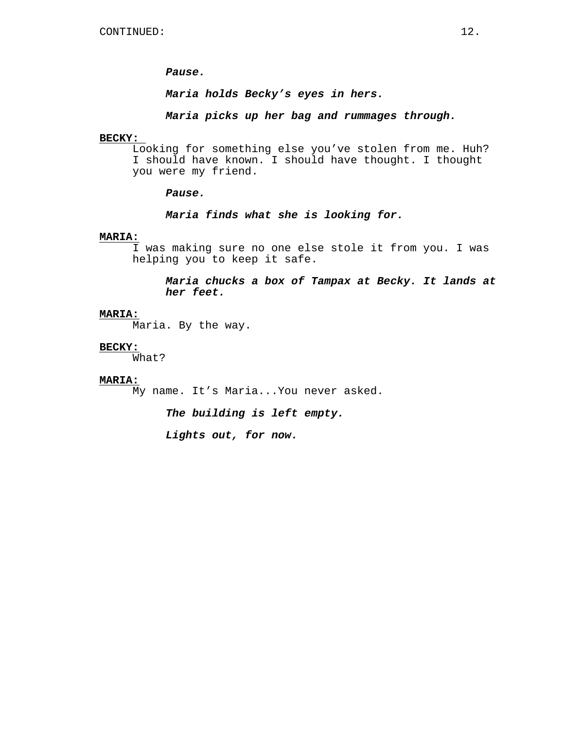***Pause.***

***Maria holds Becky's eyes in hers.***

***Maria picks up her bag and rummages through.***

**BECKY:**
Looking for something else you've stolen from me. Huh? I should have known. I should have thought. I thought you were my friend.

***Pause.***

***Maria finds what she is looking for.***

**MARIA:**
I was making sure no one else stole it from you. I was helping you to keep it safe.

***Maria chucks a box of Tampax at Becky. It lands at her feet.***

**MARIA:**
Maria. By the way.

**BECKY:**
What?

**MARIA:**
My name. It's Maria...You never asked.

***The building is left empty.***

***Lights out, for now.***